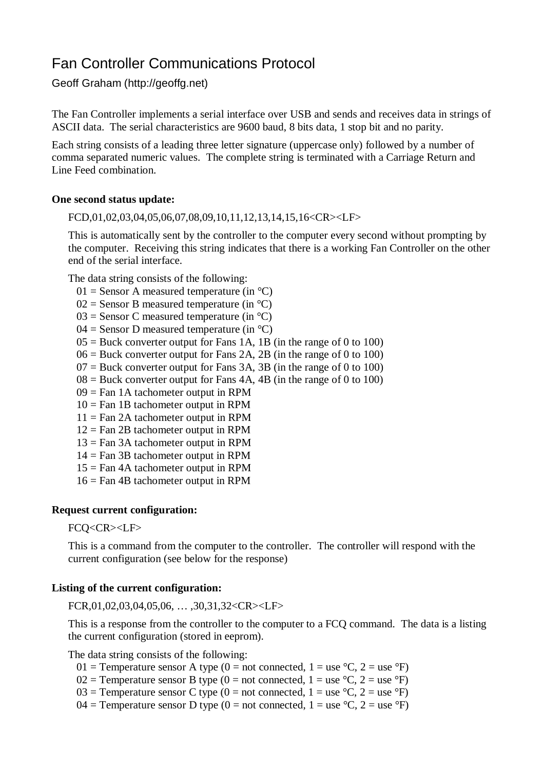# Fan Controller Communications Protocol

Geoff Graham (http://geoffg.net)

The Fan Controller implements a serial interface over USB and sends and receives data in strings of ASCII data. The serial characteristics are 9600 baud, 8 bits data, 1 stop bit and no parity.

Each string consists of a leading three letter signature (uppercase only) followed by a number of comma separated numeric values. The complete string is terminated with a Carriage Return and Line Feed combination.

**One second status update:**

FCD,01,02,03,04,05,06,07,08,09,10,11,12,13,14,15,16<CR><LF>

This is automatically sent by the controller to the computer every second without prompting by the computer. Receiving this string indicates that there is a working Fan Controller on the other end of the serial interface.

The data string consists of the following:

01 = Sensor A measured temperature (in °C)
02 = Sensor B measured temperature (in °C)
03 = Sensor C measured temperature (in °C)
04 = Sensor D measured temperature (in °C)
05 = Buck converter output for Fans 1A, 1B (in the range of 0 to 100)
06 = Buck converter output for Fans 2A, 2B (in the range of 0 to 100)
07 = Buck converter output for Fans 3A, 3B (in the range of 0 to 100)
08 = Buck converter output for Fans 4A, 4B (in the range of 0 to 100)
09 = Fan 1A tachometer output in RPM
10 = Fan 1B tachometer output in RPM
11 = Fan 2A tachometer output in RPM
12 = Fan 2B tachometer output in RPM
13 = Fan 3A tachometer output in RPM
14 = Fan 3B tachometer output in RPM
15 = Fan 4A tachometer output in RPM
16 = Fan 4B tachometer output in RPM

**Request current configuration:**

FCQ<CR><LF>

This is a command from the computer to the controller. The controller will respond with the current configuration (see below for the response)

**Listing of the current configuration:**

FCR,01,02,03,04,05,06, … ,30,31,32<CR><LF>

This is a response from the controller to the computer to a FCQ command. The data is a listing the current configuration (stored in eeprom).

The data string consists of the following:

01 = Temperature sensor A type (0 = not connected, 1 = use °C, 2 = use °F)
02 = Temperature sensor B type (0 = not connected, 1 = use °C, 2 = use °F)
03 = Temperature sensor C type (0 = not connected, 1 = use °C, 2 = use °F)
04 = Temperature sensor D type (0 = not connected, 1 = use °C, 2 = use °F)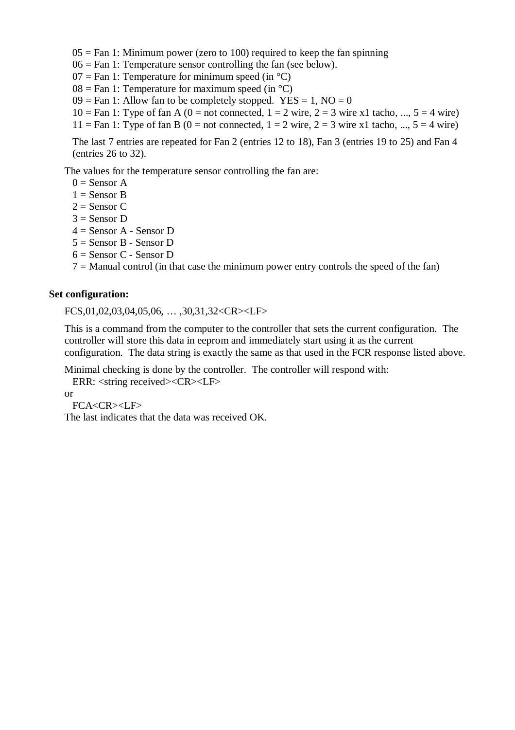05 = Fan 1: Minimum power (zero to 100) required to keep the fan spinning
06 = Fan 1: Temperature sensor controlling the fan (see below).
07 = Fan 1: Temperature for minimum speed (in °C)
08 = Fan 1: Temperature for maximum speed (in °C)
09 = Fan 1: Allow fan to be completely stopped.  YES = 1, NO = 0
10 = Fan 1: Type of fan A (0 = not connected, 1 = 2 wire, 2 = 3 wire x1 tacho, ..., 5 = 4 wire)
11 = Fan 1: Type of fan B (0 = not connected, 1 = 2 wire, 2 = 3 wire x1 tacho, ..., 5 = 4 wire)

The last 7 entries are repeated for Fan 2 (entries 12 to 18), Fan 3 (entries 19 to 25) and Fan 4 (entries 26 to 32).

The values for the temperature sensor controlling the fan are:
0 = Sensor A
1 = Sensor B
2 = Sensor C
3 = Sensor D
4 = Sensor A - Sensor D
5 = Sensor B - Sensor D
6 = Sensor C - Sensor D
7 = Manual control (in that case the minimum power entry controls the speed of the fan)

**Set configuration:**

FCS,01,02,03,04,05,06, … ,30,31,32<CR><LF>

This is a command from the computer to the controller that sets the current configuration.  The controller will store this data in eeprom and immediately start using it as the current configuration.  The data string is exactly the same as that used in the FCR response listed above.

Minimal checking is done by the controller.  The controller will respond with:
ERR: <string received><CR><LF>
or
FCA<CR><LF>
The last indicates that the data was received OK.